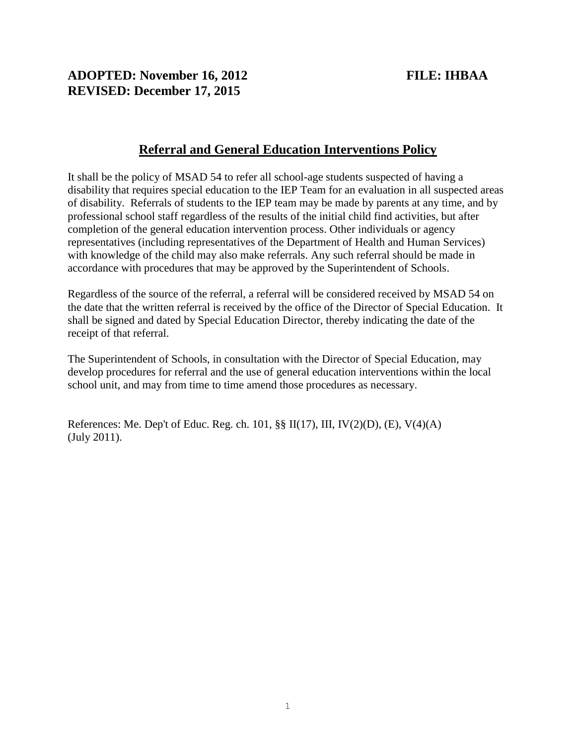**ADOPTED: November 16, 2012** **FILE: IHBAA**
**REVISED: December 17, 2015**

## Referral and General Education Interventions Policy

It shall be the policy of MSAD 54 to refer all school-age students suspected of having a disability that requires special education to the IEP Team for an evaluation in all suspected areas of disability. Referrals of students to the IEP team may be made by parents at any time, and by professional school staff regardless of the results of the initial child find activities, but after completion of the general education intervention process. Other individuals or agency representatives (including representatives of the Department of Health and Human Services) with knowledge of the child may also make referrals. Any such referral should be made in accordance with procedures that may be approved by the Superintendent of Schools.

Regardless of the source of the referral, a referral will be considered received by MSAD 54 on the date that the written referral is received by the office of the Director of Special Education. It shall be signed and dated by Special Education Director, thereby indicating the date of the receipt of that referral.

The Superintendent of Schools, in consultation with the Director of Special Education, may develop procedures for referral and the use of general education interventions within the local school unit, and may from time to time amend those procedures as necessary.

References: Me. Dep't of Educ. Reg. ch. 101, §§ II(17), III, IV(2)(D), (E), V(4)(A) (July 2011).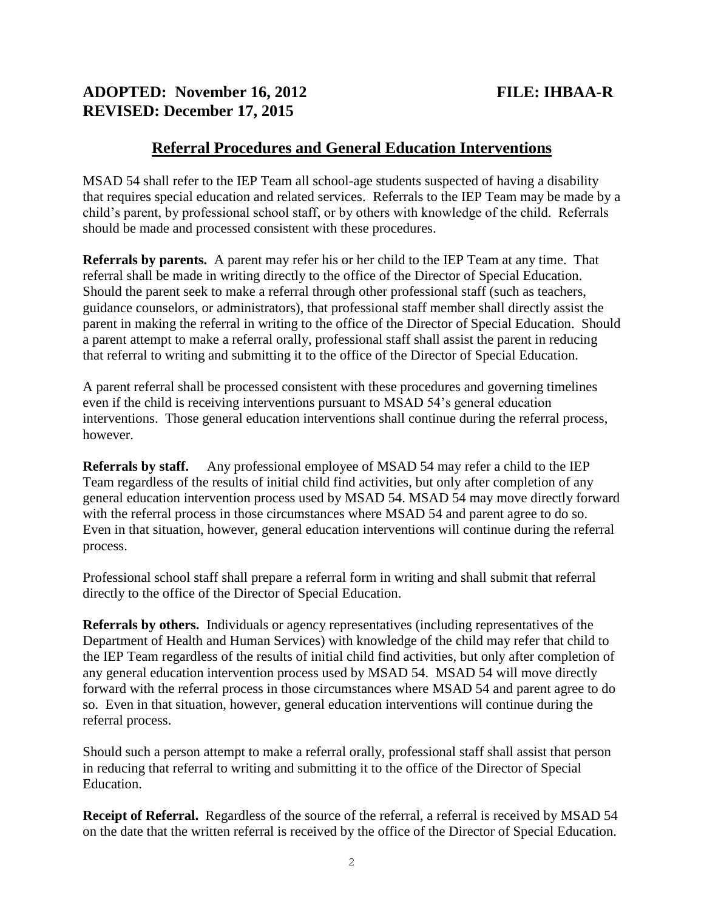**ADOPTED: November 16, 2012** **FILE: IHBAA-R**
**REVISED: December 17, 2015**

## Referral Procedures and General Education Interventions

MSAD 54 shall refer to the IEP Team all school-age students suspected of having a disability that requires special education and related services. Referrals to the IEP Team may be made by a child's parent, by professional school staff, or by others with knowledge of the child. Referrals should be made and processed consistent with these procedures.

**Referrals by parents.** A parent may refer his or her child to the IEP Team at any time. That referral shall be made in writing directly to the office of the Director of Special Education. Should the parent seek to make a referral through other professional staff (such as teachers, guidance counselors, or administrators), that professional staff member shall directly assist the parent in making the referral in writing to the office of the Director of Special Education. Should a parent attempt to make a referral orally, professional staff shall assist the parent in reducing that referral to writing and submitting it to the office of the Director of Special Education.

A parent referral shall be processed consistent with these procedures and governing timelines even if the child is receiving interventions pursuant to MSAD 54's general education interventions. Those general education interventions shall continue during the referral process, however.

**Referrals by staff.** Any professional employee of MSAD 54 may refer a child to the IEP Team regardless of the results of initial child find activities, but only after completion of any general education intervention process used by MSAD 54. MSAD 54 may move directly forward with the referral process in those circumstances where MSAD 54 and parent agree to do so. Even in that situation, however, general education interventions will continue during the referral process.

Professional school staff shall prepare a referral form in writing and shall submit that referral directly to the office of the Director of Special Education.

**Referrals by others.** Individuals or agency representatives (including representatives of the Department of Health and Human Services) with knowledge of the child may refer that child to the IEP Team regardless of the results of initial child find activities, but only after completion of any general education intervention process used by MSAD 54. MSAD 54 will move directly forward with the referral process in those circumstances where MSAD 54 and parent agree to do so. Even in that situation, however, general education interventions will continue during the referral process.

Should such a person attempt to make a referral orally, professional staff shall assist that person in reducing that referral to writing and submitting it to the office of the Director of Special Education.

**Receipt of Referral.** Regardless of the source of the referral, a referral is received by MSAD 54 on the date that the written referral is received by the office of the Director of Special Education.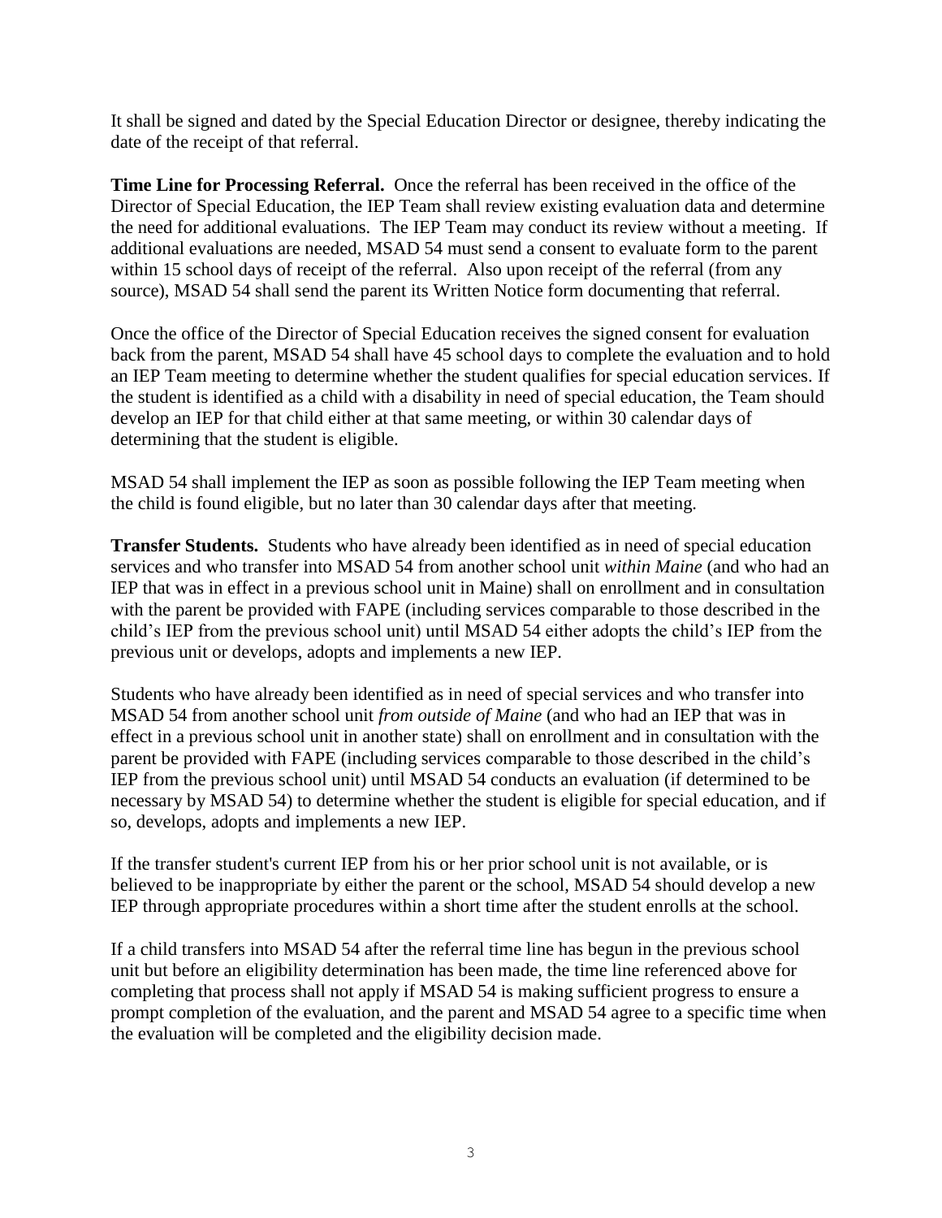It shall be signed and dated by the Special Education Director or designee, thereby indicating the date of the receipt of that referral.

**Time Line for Processing Referral.** Once the referral has been received in the office of the Director of Special Education, the IEP Team shall review existing evaluation data and determine the need for additional evaluations. The IEP Team may conduct its review without a meeting. If additional evaluations are needed, MSAD 54 must send a consent to evaluate form to the parent within 15 school days of receipt of the referral. Also upon receipt of the referral (from any source), MSAD 54 shall send the parent its Written Notice form documenting that referral.

Once the office of the Director of Special Education receives the signed consent for evaluation back from the parent, MSAD 54 shall have 45 school days to complete the evaluation and to hold an IEP Team meeting to determine whether the student qualifies for special education services. If the student is identified as a child with a disability in need of special education, the Team should develop an IEP for that child either at that same meeting, or within 30 calendar days of determining that the student is eligible.

MSAD 54 shall implement the IEP as soon as possible following the IEP Team meeting when the child is found eligible, but no later than 30 calendar days after that meeting.

**Transfer Students.** Students who have already been identified as in need of special education services and who transfer into MSAD 54 from another school unit *within Maine* (and who had an IEP that was in effect in a previous school unit in Maine) shall on enrollment and in consultation with the parent be provided with FAPE (including services comparable to those described in the child's IEP from the previous school unit) until MSAD 54 either adopts the child's IEP from the previous unit or develops, adopts and implements a new IEP.

Students who have already been identified as in need of special services and who transfer into MSAD 54 from another school unit *from outside of Maine* (and who had an IEP that was in effect in a previous school unit in another state) shall on enrollment and in consultation with the parent be provided with FAPE (including services comparable to those described in the child's IEP from the previous school unit) until MSAD 54 conducts an evaluation (if determined to be necessary by MSAD 54) to determine whether the student is eligible for special education, and if so, develops, adopts and implements a new IEP.

If the transfer student's current IEP from his or her prior school unit is not available, or is believed to be inappropriate by either the parent or the school, MSAD 54 should develop a new IEP through appropriate procedures within a short time after the student enrolls at the school.

If a child transfers into MSAD 54 after the referral time line has begun in the previous school unit but before an eligibility determination has been made, the time line referenced above for completing that process shall not apply if MSAD 54 is making sufficient progress to ensure a prompt completion of the evaluation, and the parent and MSAD 54 agree to a specific time when the evaluation will be completed and the eligibility decision made.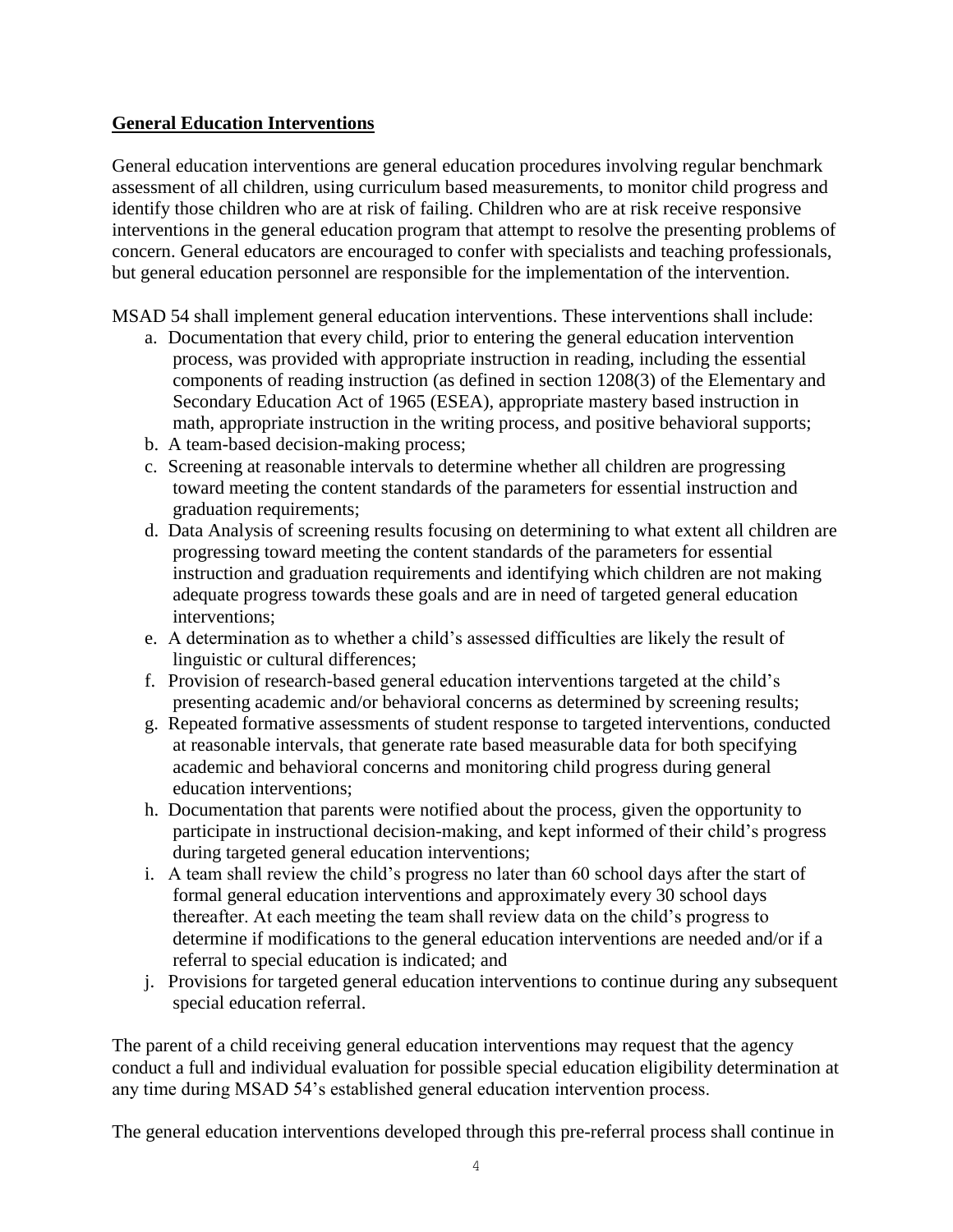## **General Education Interventions**

General education interventions are general education procedures involving regular benchmark assessment of all children, using curriculum based measurements, to monitor child progress and identify those children who are at risk of failing. Children who are at risk receive responsive interventions in the general education program that attempt to resolve the presenting problems of concern. General educators are encouraged to confer with specialists and teaching professionals, but general education personnel are responsible for the implementation of the intervention.

MSAD 54 shall implement general education interventions. These interventions shall include:

a. Documentation that every child, prior to entering the general education intervention process, was provided with appropriate instruction in reading, including the essential components of reading instruction (as defined in section 1208(3) of the Elementary and Secondary Education Act of 1965 (ESEA), appropriate mastery based instruction in math, appropriate instruction in the writing process, and positive behavioral supports;
b. A team-based decision-making process;
c. Screening at reasonable intervals to determine whether all children are progressing toward meeting the content standards of the parameters for essential instruction and graduation requirements;
d. Data Analysis of screening results focusing on determining to what extent all children are progressing toward meeting the content standards of the parameters for essential instruction and graduation requirements and identifying which children are not making adequate progress towards these goals and are in need of targeted general education interventions;
e. A determination as to whether a child's assessed difficulties are likely the result of linguistic or cultural differences;
f. Provision of research-based general education interventions targeted at the child's presenting academic and/or behavioral concerns as determined by screening results;
g. Repeated formative assessments of student response to targeted interventions, conducted at reasonable intervals, that generate rate based measurable data for both specifying academic and behavioral concerns and monitoring child progress during general education interventions;
h. Documentation that parents were notified about the process, given the opportunity to participate in instructional decision-making, and kept informed of their child's progress during targeted general education interventions;
i. A team shall review the child's progress no later than 60 school days after the start of formal general education interventions and approximately every 30 school days thereafter. At each meeting the team shall review data on the child's progress to determine if modifications to the general education interventions are needed and/or if a referral to special education is indicated; and
j. Provisions for targeted general education interventions to continue during any subsequent special education referral.

The parent of a child receiving general education interventions may request that the agency conduct a full and individual evaluation for possible special education eligibility determination at any time during MSAD 54's established general education intervention process.

The general education interventions developed through this pre-referral process shall continue in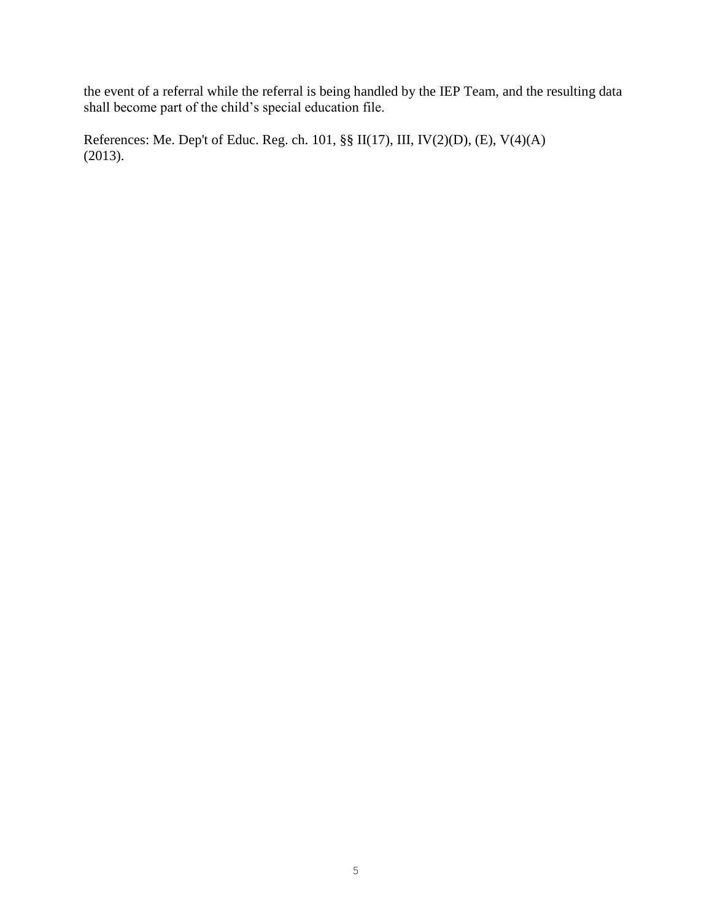the event of a referral while the referral is being handled by the IEP Team, and the resulting data shall become part of the child's special education file.

References: Me. Dep't of Educ. Reg. ch. 101, §§ II(17), III, IV(2)(D), (E), V(4)(A) (2013).